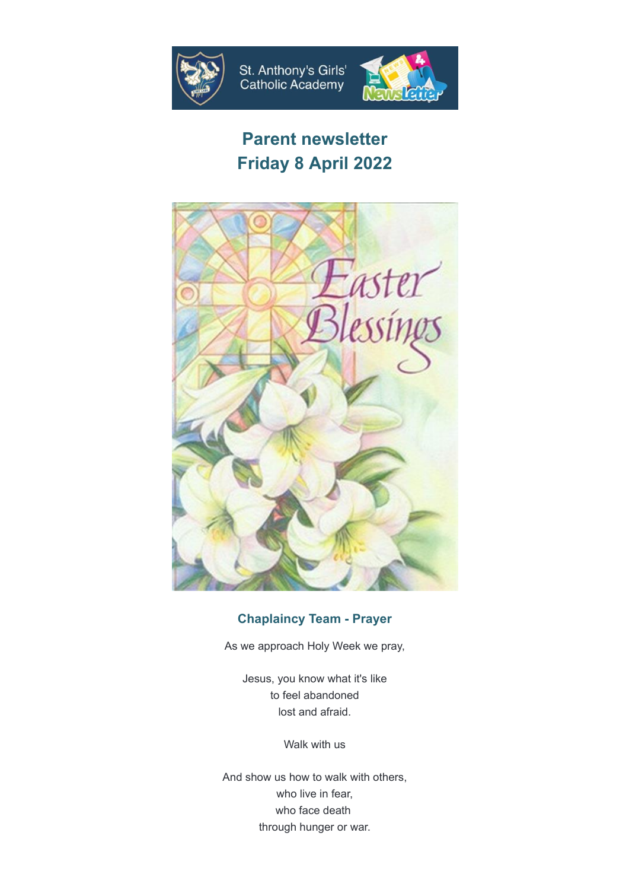St. Anthony's Girls' Catholic Academy

# Parent newsletter
# Friday 8 April 2022

## Chaplaincy Team - Prayer

As we approach Holy Week we pray,

Jesus, you know what it's like
to feel abandoned
lost and afraid.

Walk with us

And show us how to walk with others,
who live in fear,
who face death
through hunger or war.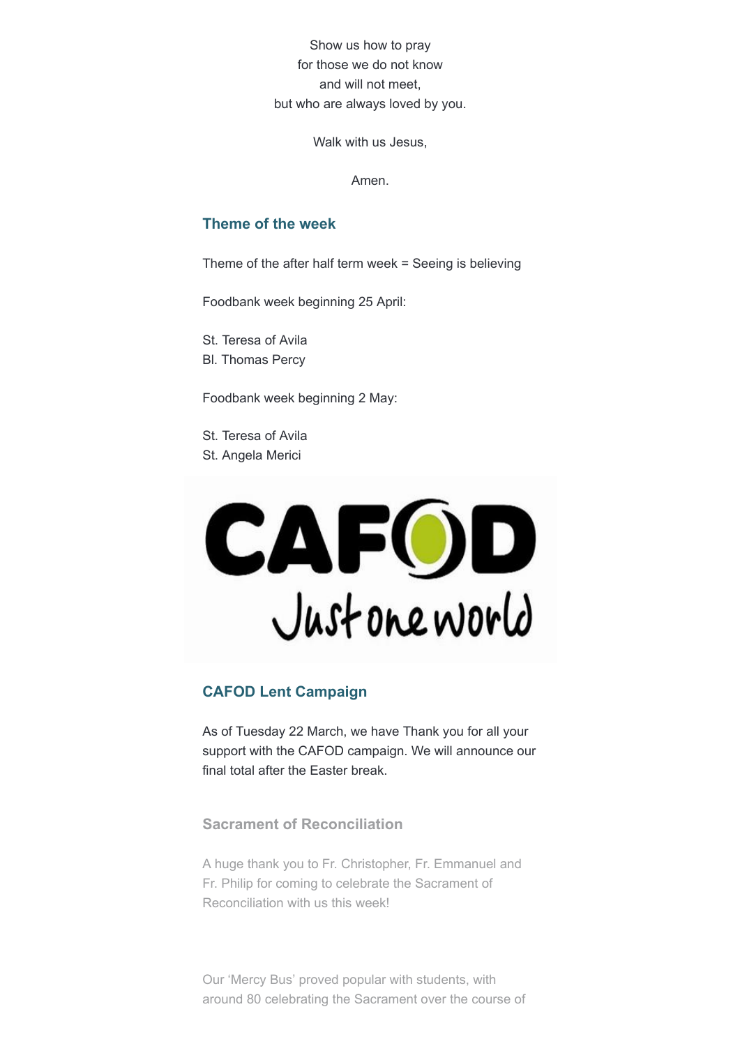Show us how to pray
for those we do not know
and will not meet,
but who are always loved by you.

Walk with us Jesus,

Amen.

### Theme of the week

Theme of the after half term week = Seeing is believing

Foodbank week beginning 25 April:

St. Teresa of Avila
Bl. Thomas Percy

Foodbank week beginning 2 May:

St. Teresa of Avila
St. Angela Merici

CAFOD
Just one world

### CAFOD Lent Campaign

As of Tuesday 22 March, we have Thank you for all your support with the CAFOD campaign. We will announce our final total after the Easter break.

### Sacrament of Reconciliation

A huge thank you to Fr. Christopher, Fr. Emmanuel and Fr. Philip for coming to celebrate the Sacrament of Reconciliation with us this week!

Our 'Mercy Bus' proved popular with students, with around 80 celebrating the Sacrament over the course of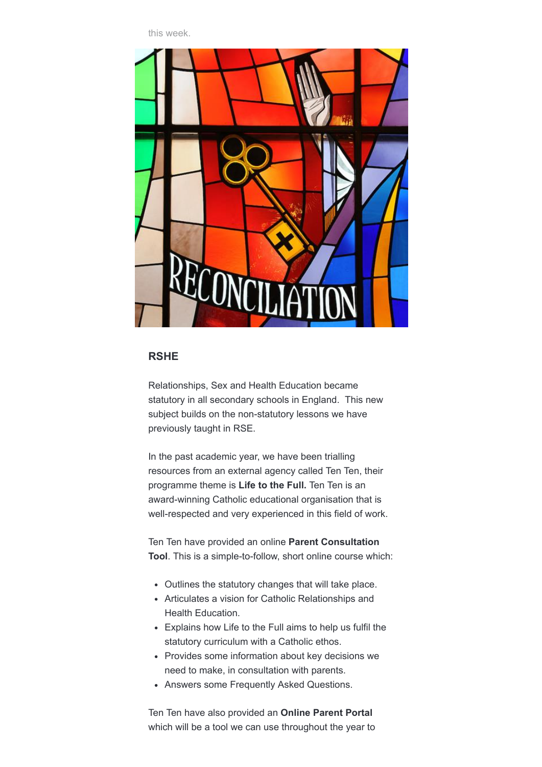this week.

## RSHE

Relationships, Sex and Health Education became statutory in all secondary schools in England.  This new subject builds on the non-statutory lessons we have previously taught in RSE.

In the past academic year, we have been trialling resources from an external agency called Ten Ten, their programme theme is **Life to the Full.** Ten Ten is an award-winning Catholic educational organisation that is well-respected and very experienced in this field of work.

Ten Ten have provided an online **Parent Consultation Tool**. This is a simple-to-follow, short online course which:

- Outlines the statutory changes that will take place.
- Articulates a vision for Catholic Relationships and Health Education.
- Explains how Life to the Full aims to help us fulfil the statutory curriculum with a Catholic ethos.
- Provides some information about key decisions we need to make, in consultation with parents.
- Answers some Frequently Asked Questions.

Ten Ten have also provided an **Online Parent Portal** which will be a tool we can use throughout the year to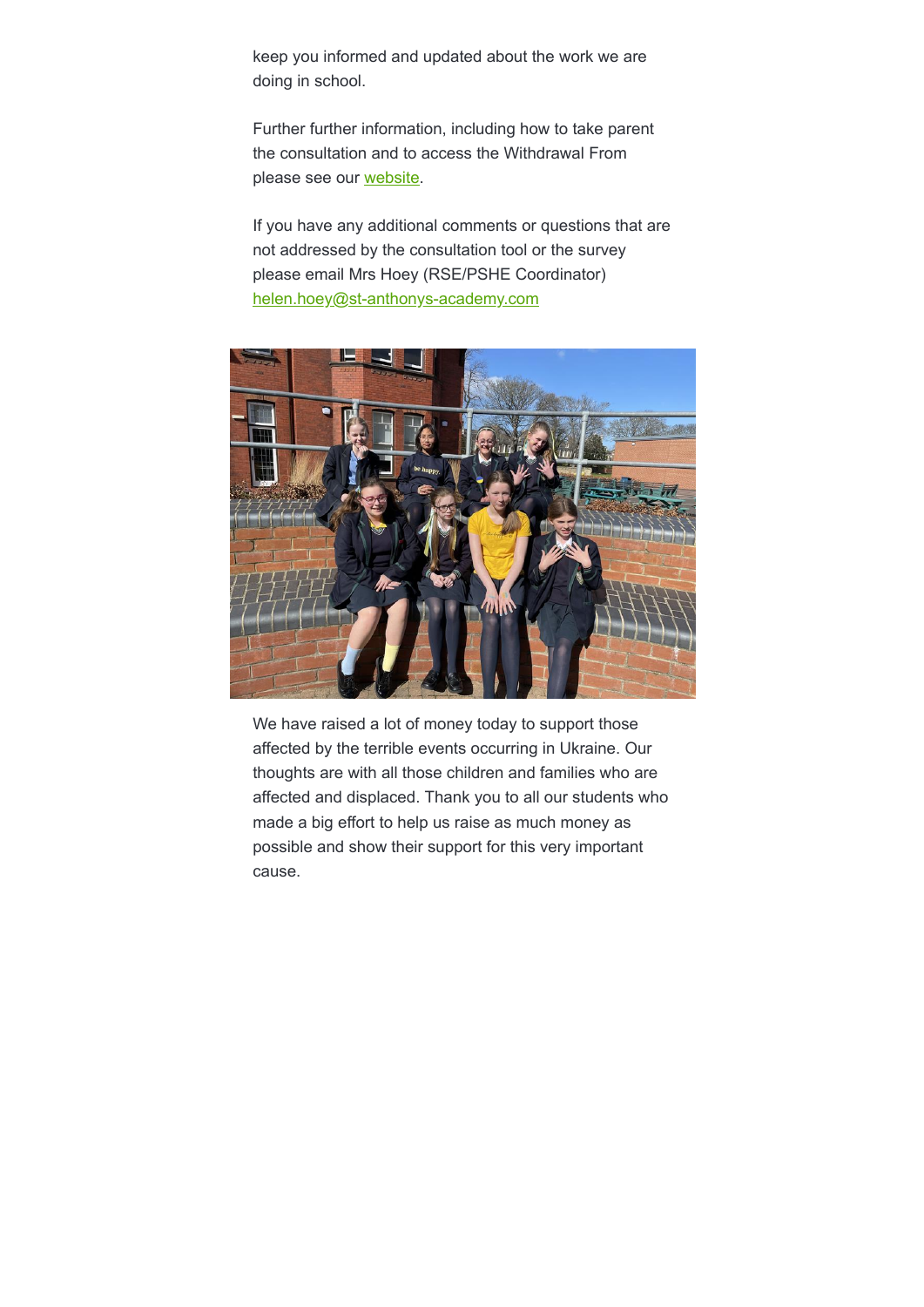keep you informed and updated about the work we are doing in school.

Further further information, including how to take parent the consultation and to access the Withdrawal From please see our [website](website).

If you have any additional comments or questions that are not addressed by the consultation tool or the survey please email Mrs Hoey (RSE/PSHE Coordinator) helen.hoey@st-anthonys-academy.com

We have raised a lot of money today to support those affected by the terrible events occurring in Ukraine. Our thoughts are with all those children and families who are affected and displaced. Thank you to all our students who made a big effort to help us raise as much money as possible and show their support for this very important cause.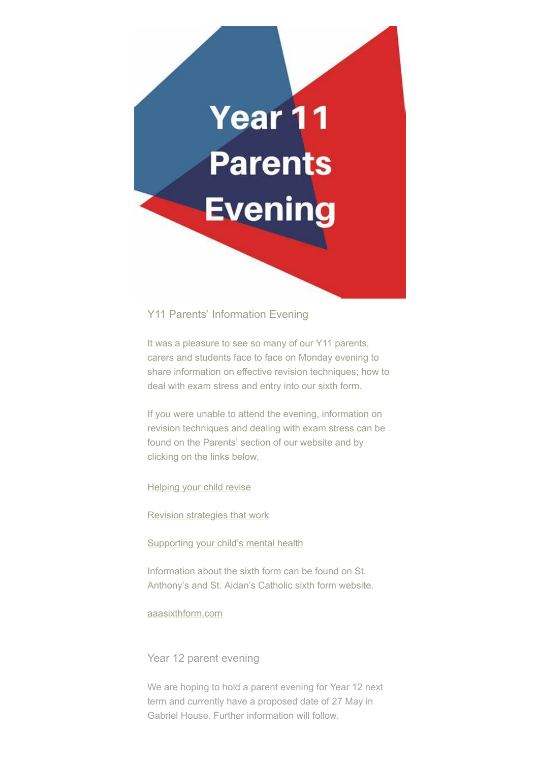# Year 11 Parents Evening

## Y11 Parents' Information Evening

It was a pleasure to see so many of our Y11 parents, carers and students face to face on Monday evening to share information on effective revision techniques; how to deal with exam stress and entry into our sixth form.

If you were unable to attend the evening, information on revision techniques and dealing with exam stress can be found on the Parents' section of our website and by clicking on the links below.

Helping your child revise

Revision strategies that work

Supporting your child's mental health

Information about the sixth form can be found on St. Anthony's and St. Aidan's Catholic sixth form website.

aaasixthform.com

## Year 12 parent evening

We are hoping to hold a parent evening for Year 12 next term and currently have a proposed date of 27 May in Gabriel House. Further information will follow.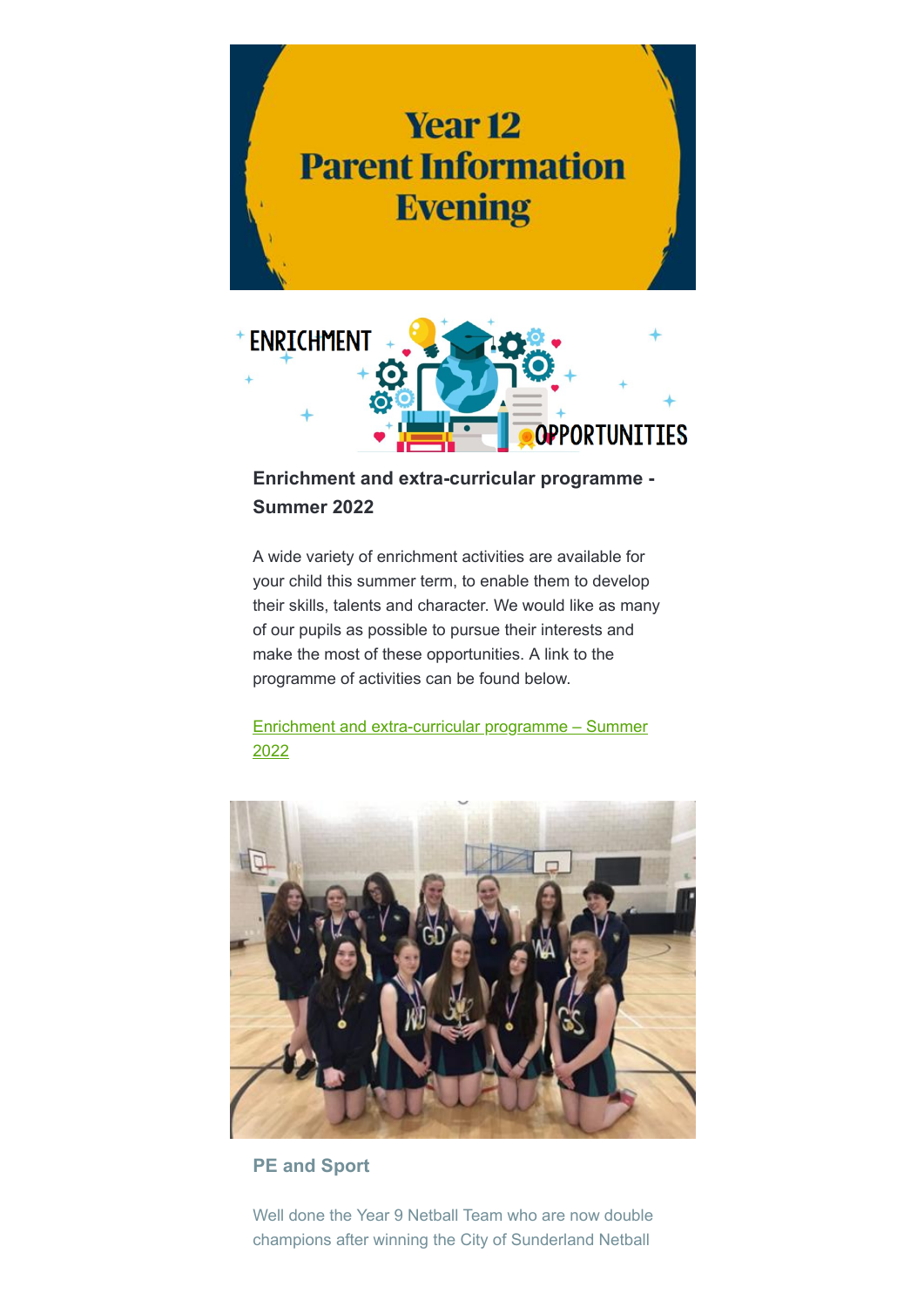Year 12
Parent Information
Evening

ENRICHMENT OPPORTUNITIES

**Enrichment and extra-curricular programme - Summer 2022**

A wide variety of enrichment activities are available for your child this summer term, to enable them to develop their skills, talents and character. We would like as many of our pupils as possible to pursue their interests and make the most of these opportunities. A link to the programme of activities can be found below.

[Enrichment and extra-curricular programme – Summer 2022]

**PE and Sport**

Well done the Year 9 Netball Team who are now double champions after winning the City of Sunderland Netball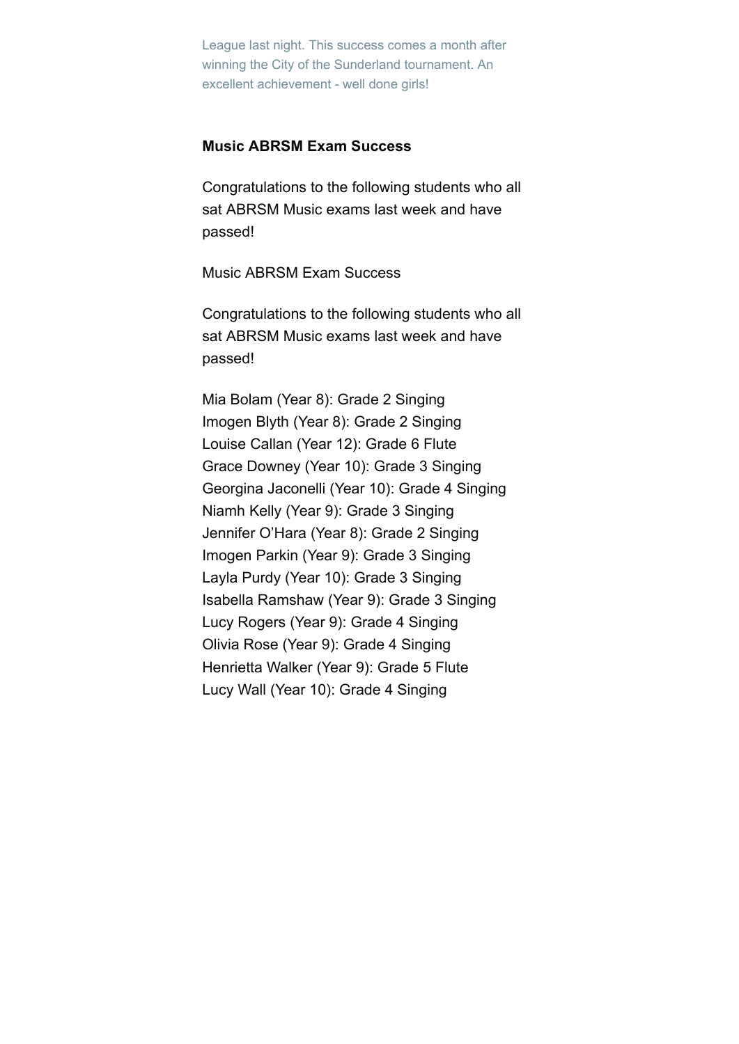League last night. This success comes a month after winning the City of the Sunderland tournament. An excellent achievement - well done girls!

**Music ABRSM Exam Success**

Congratulations to the following students who all sat ABRSM Music exams last week and have passed!

Music ABRSM Exam Success

Congratulations to the following students who all sat ABRSM Music exams last week and have passed!

Mia Bolam (Year 8): Grade 2 Singing
Imogen Blyth (Year 8): Grade 2 Singing
Louise Callan (Year 12): Grade 6 Flute
Grace Downey (Year 10): Grade 3 Singing
Georgina Jaconelli (Year 10): Grade 4 Singing
Niamh Kelly (Year 9): Grade 3 Singing
Jennifer O'Hara (Year 8): Grade 2 Singing
Imogen Parkin (Year 9): Grade 3 Singing
Layla Purdy (Year 10): Grade 3 Singing
Isabella Ramshaw (Year 9): Grade 3 Singing
Lucy Rogers (Year 9): Grade 4 Singing
Olivia Rose (Year 9): Grade 4 Singing
Henrietta Walker (Year 9): Grade 5 Flute
Lucy Wall (Year 10): Grade 4 Singing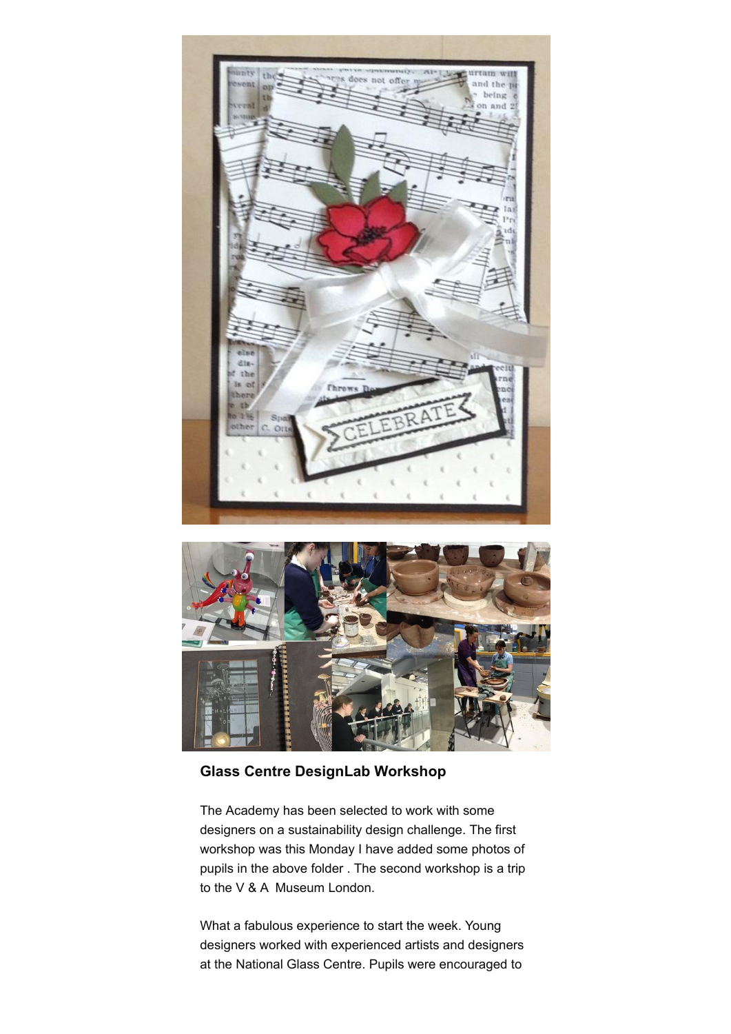**Glass Centre DesignLab Workshop**

The Academy has been selected to work with some designers on a sustainability design challenge. The first workshop was this Monday I have added some photos of pupils in the above folder . The second workshop is a trip to the V & A Museum London.

What a fabulous experience to start the week. Young designers worked with experienced artists and designers at the National Glass Centre. Pupils were encouraged to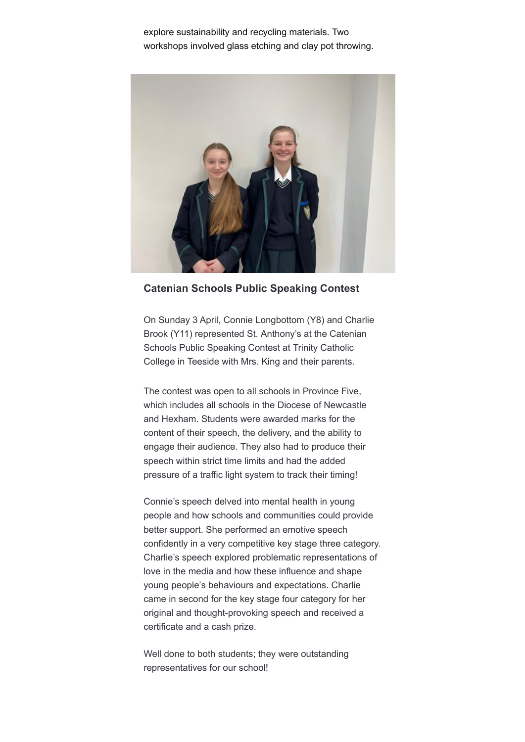explore sustainability and recycling materials. Two workshops involved glass etching and clay pot throwing.

### Catenian Schools Public Speaking Contest

On Sunday 3 April, Connie Longbottom (Y8) and Charlie Brook (Y11) represented St. Anthony's at the Catenian Schools Public Speaking Contest at Trinity Catholic College in Teeside with Mrs. King and their parents.

The contest was open to all schools in Province Five, which includes all schools in the Diocese of Newcastle and Hexham. Students were awarded marks for the content of their speech, the delivery, and the ability to engage their audience. They also had to produce their speech within strict time limits and had the added pressure of a traffic light system to track their timing!

Connie's speech delved into mental health in young people and how schools and communities could provide better support. She performed an emotive speech confidently in a very competitive key stage three category. Charlie's speech explored problematic representations of love in the media and how these influence and shape young people's behaviours and expectations. Charlie came in second for the key stage four category for her original and thought-provoking speech and received a certificate and a cash prize.

Well done to both students; they were outstanding representatives for our school!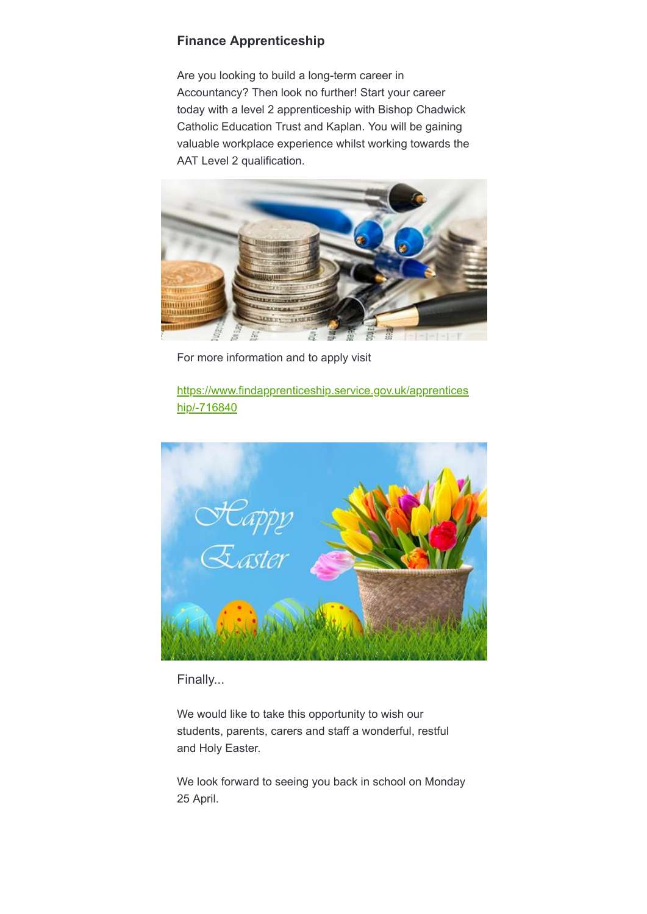### Finance Apprenticeship

Are you looking to build a long-term career in Accountancy? Then look no further! Start your career today with a level 2 apprenticeship with Bishop Chadwick Catholic Education Trust and Kaplan. You will be gaining valuable workplace experience whilst working towards the AAT Level 2 qualification.

For more information and to apply visit

https://www.findapprenticeship.service.gov.uk/apprenticeship/-716840

Finally...

We would like to take this opportunity to wish our students, parents, carers and staff a wonderful, restful and Holy Easter.

We look forward to seeing you back in school on Monday 25 April.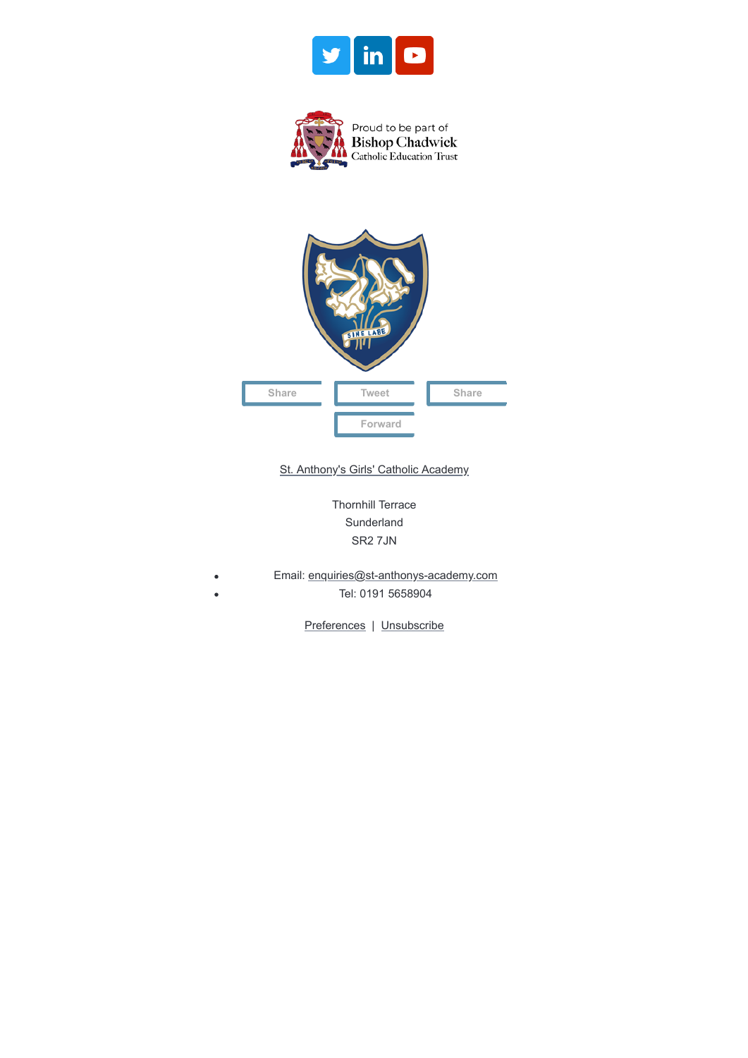Proud to be part of
Bishop Chadwick
Catholic Education Trust

Share Tweet Share
Forward

St. Anthony's Girls' Catholic Academy

Thornhill Terrace
Sunderland
SR2 7JN

- Email: enquiries@st-anthonys-academy.com
- Tel: 0191 5658904

Preferences | Unsubscribe